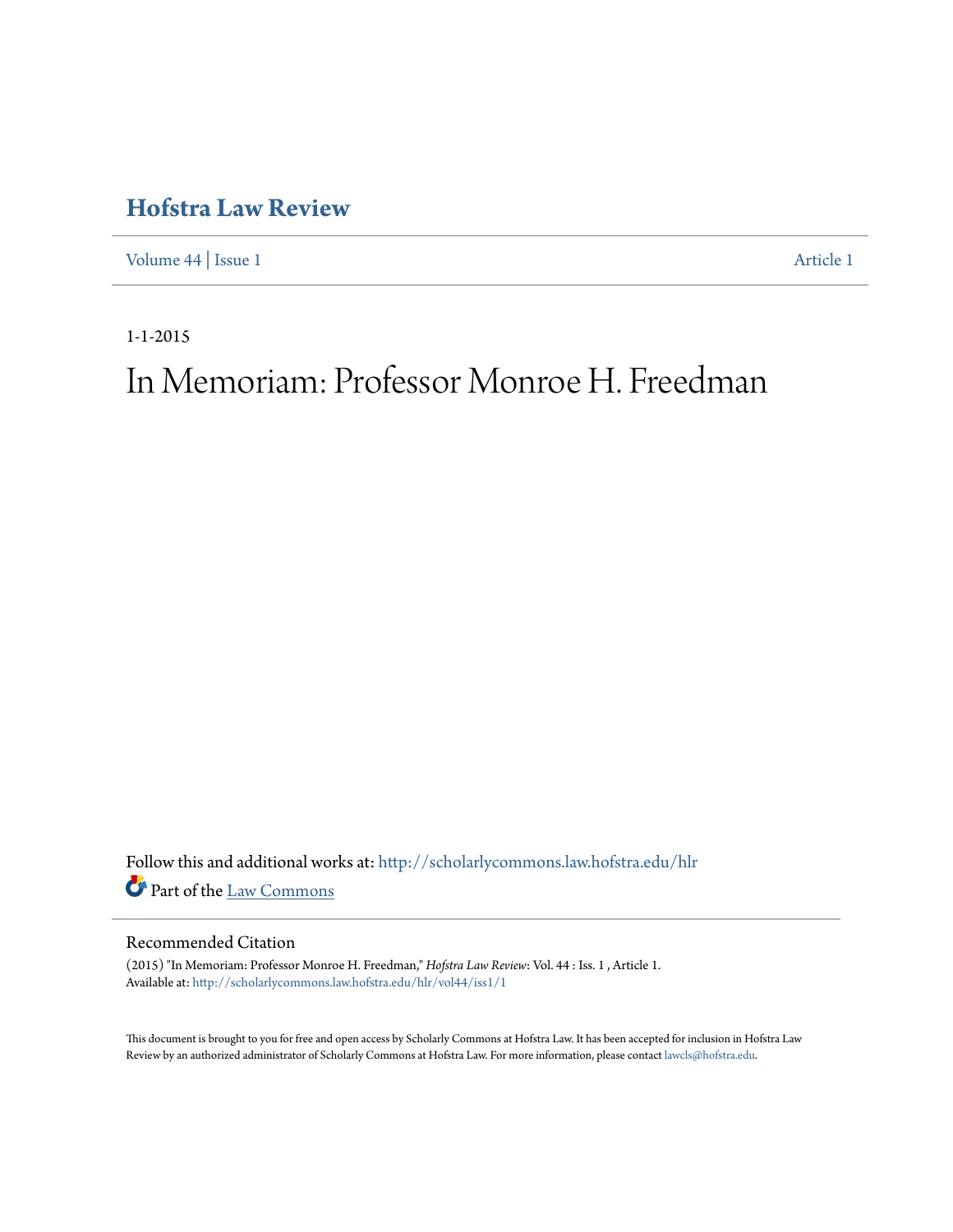# Hofstra Law Review

Volume 44 | Issue 1 Article 1

1-1-2015

# In Memoriam: Professor Monroe H. Freedman

Follow this and additional works at: http://scholarlycommons.law.hofstra.edu/hlr

Part of the Law Commons

## Recommended Citation

(2015) "In Memoriam: Professor Monroe H. Freedman," *Hofstra Law Review*: Vol. 44 : Iss. 1 , Article 1.
Available at: http://scholarlycommons.law.hofstra.edu/hlr/vol44/iss1/1

This document is brought to you for free and open access by Scholarly Commons at Hofstra Law. It has been accepted for inclusion in Hofstra Law Review by an authorized administrator of Scholarly Commons at Hofstra Law. For more information, please contact lawcls@hofstra.edu.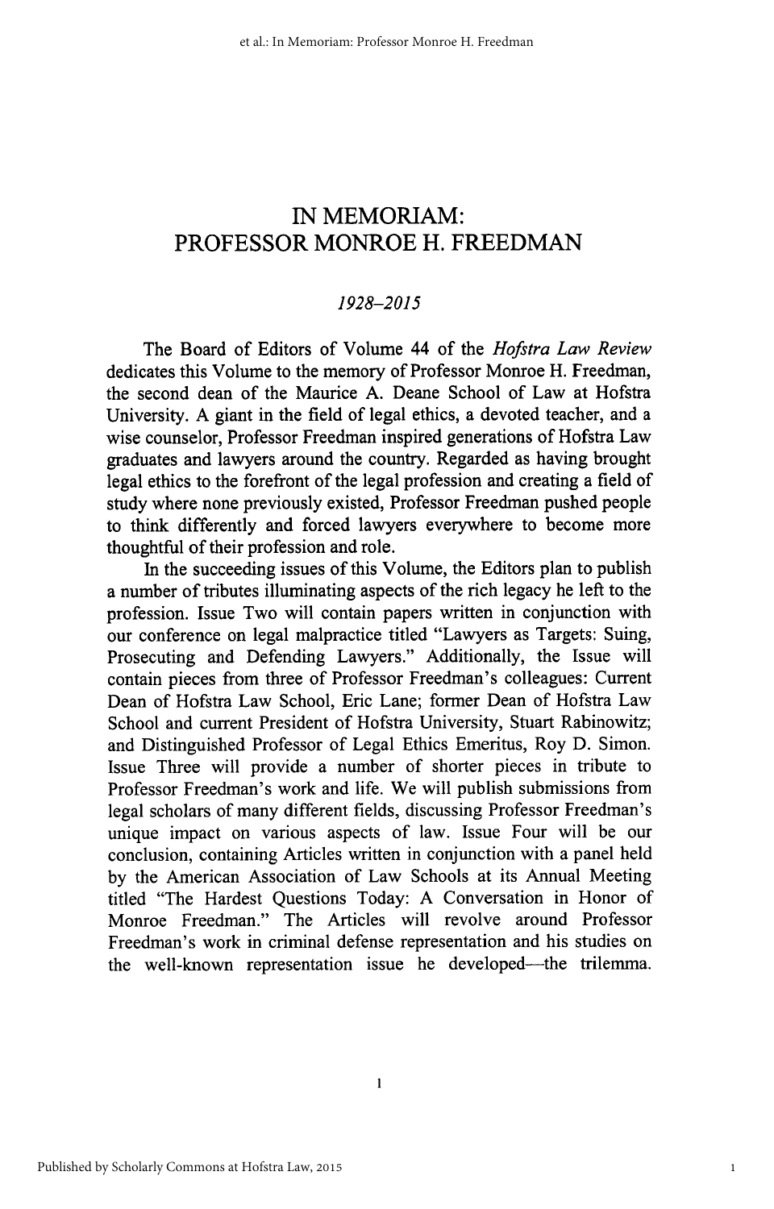# IN MEMORIAM: PROFESSOR MONROE H. FREEDMAN

*1928–2015*

The Board of Editors of Volume 44 of the *Hofstra Law Review* dedicates this Volume to the memory of Professor Monroe H. Freedman, the second dean of the Maurice A. Deane School of Law at Hofstra University. A giant in the field of legal ethics, a devoted teacher, and a wise counselor, Professor Freedman inspired generations of Hofstra Law graduates and lawyers around the country. Regarded as having brought legal ethics to the forefront of the legal profession and creating a field of study where none previously existed, Professor Freedman pushed people to think differently and forced lawyers everywhere to become more thoughtful of their profession and role.

In the succeeding issues of this Volume, the Editors plan to publish a number of tributes illuminating aspects of the rich legacy he left to the profession. Issue Two will contain papers written in conjunction with our conference on legal malpractice titled "Lawyers as Targets: Suing, Prosecuting and Defending Lawyers." Additionally, the Issue will contain pieces from three of Professor Freedman's colleagues: Current Dean of Hofstra Law School, Eric Lane; former Dean of Hofstra Law School and current President of Hofstra University, Stuart Rabinowitz; and Distinguished Professor of Legal Ethics Emeritus, Roy D. Simon. Issue Three will provide a number of shorter pieces in tribute to Professor Freedman's work and life. We will publish submissions from legal scholars of many different fields, discussing Professor Freedman's unique impact on various aspects of law. Issue Four will be our conclusion, containing Articles written in conjunction with a panel held by the American Association of Law Schools at its Annual Meeting titled "The Hardest Questions Today: A Conversation in Honor of Monroe Freedman." The Articles will revolve around Professor Freedman's work in criminal defense representation and his studies on the well-known representation issue he developed—the trilemma.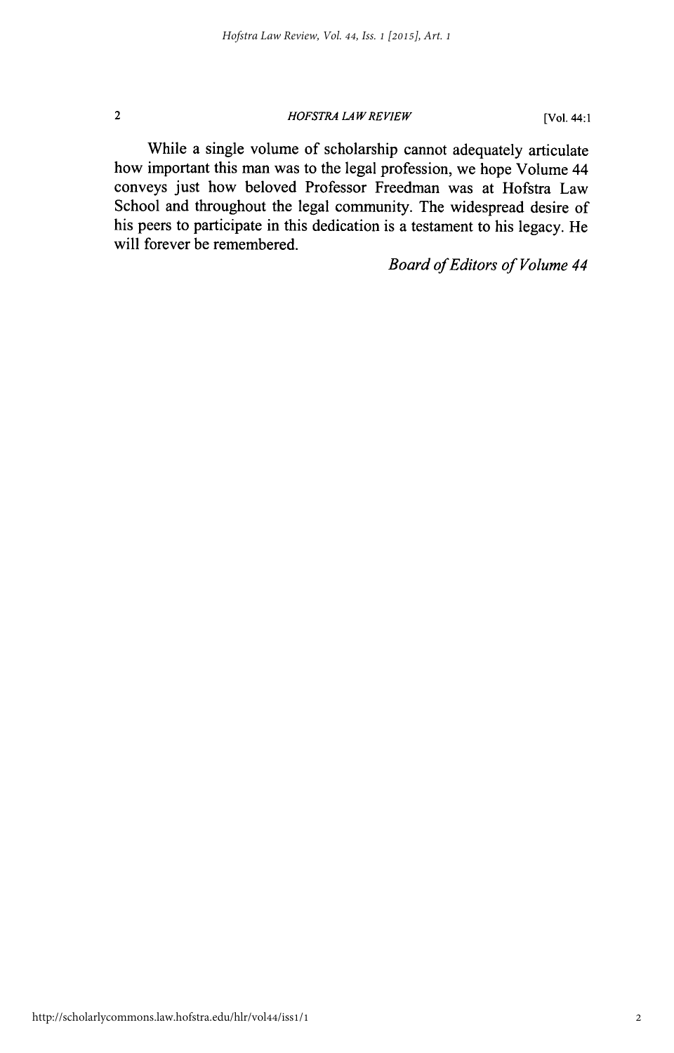While a single volume of scholarship cannot adequately articulate how important this man was to the legal profession, we hope Volume 44 conveys just how beloved Professor Freedman was at Hofstra Law School and throughout the legal community. The widespread desire of his peers to participate in this dedication is a testament to his legacy. He will forever be remembered.

*Board of Editors of Volume 44*